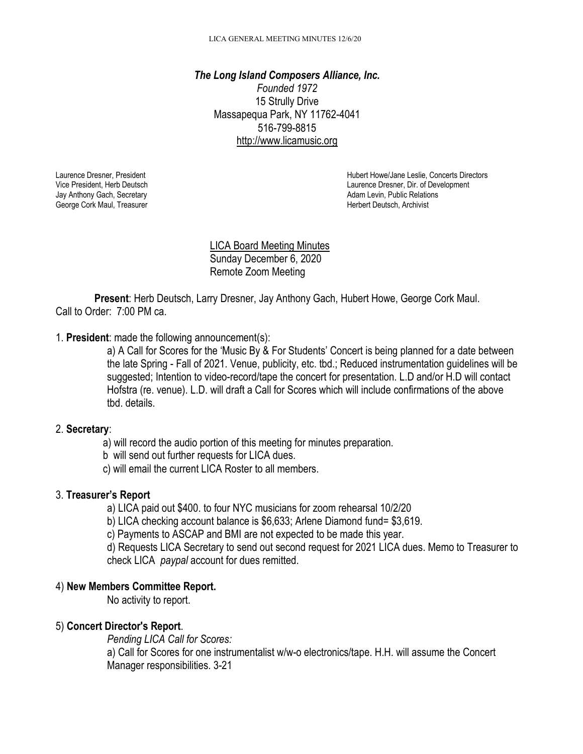# *The Long Island Composers Alliance, Inc.*

*Founded 1972*
15 Strully Drive
Massapequa Park, NY 11762-4041
516-799-8815
http://www.licamusic.org

Laurence Dresner, President
Vice President, Herb Deutsch
Jay Anthony Gach, Secretary
George Cork Maul, Treasurer

Hubert Howe/Jane Leslie, Concerts Directors
Laurence Dresner, Dir. of Development
Adam Levin, Public Relations
Herbert Deutsch, Archivist

LICA Board Meeting Minutes
Sunday December 6, 2020
Remote Zoom Meeting

**Present**: Herb Deutsch, Larry Dresner, Jay Anthony Gach, Hubert Howe, George Cork Maul.
Call to Order: 7:00 PM ca.

1. **President**: made the following announcement(s):

   a) A Call for Scores for the 'Music By & For Students' Concert is being planned for a date between the late Spring - Fall of 2021. Venue, publicity, etc. tbd.; Reduced instrumentation guidelines will be suggested; Intention to video-record/tape the concert for presentation. L.D and/or H.D will contact Hofstra (re. venue). L.D. will draft a Call for Scores which will include confirmations of the above tbd. details.

2. **Secretary**:

   a) will record the audio portion of this meeting for minutes preparation.
   b will send out further requests for LICA dues.
   c) will email the current LICA Roster to all members.

3. **Treasurer's Report**

   a) LICA paid out $400. to four NYC musicians for zoom rehearsal 10/2/20
   b) LICA checking account balance is $6,633; Arlene Diamond fund= $3,619.
   c) Payments to ASCAP and BMI are not expected to be made this year.
   d) Requests LICA Secretary to send out second request for 2021 LICA dues. Memo to Treasurer to check LICA *paypal* account for dues remitted.

4) **New Members Committee Report.**

   No activity to report.

5) **Concert Director's Report**.

   *Pending LICA Call for Scores:*
   a) Call for Scores for one instrumentalist w/w-o electronics/tape. H.H. will assume the Concert Manager responsibilities. 3-21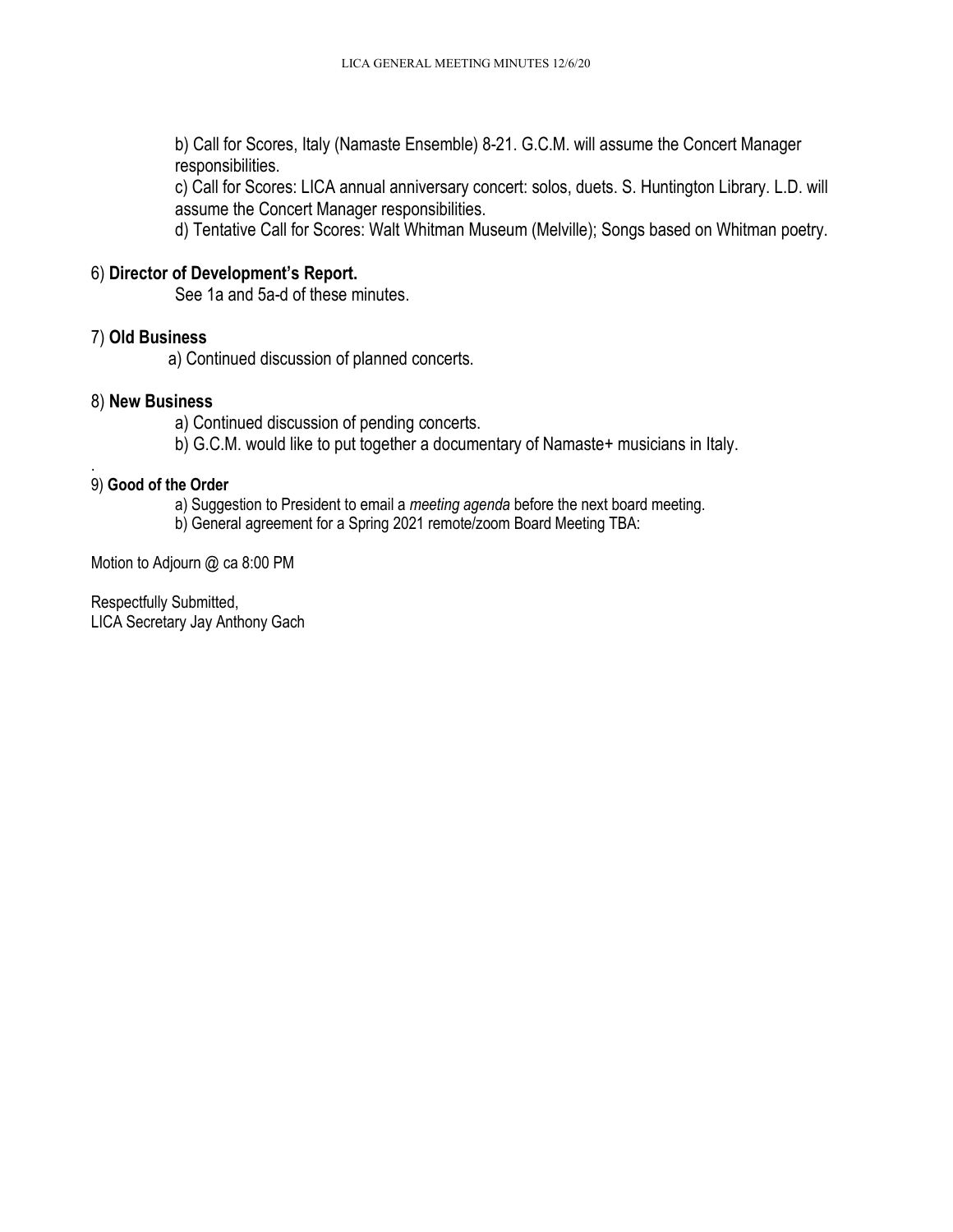b) Call for Scores, Italy (Namaste Ensemble) 8-21. G.C.M. will assume the Concert Manager responsibilities.

c) Call for Scores: LICA annual anniversary concert: solos, duets. S. Huntington Library. L.D. will assume the Concert Manager responsibilities.

d) Tentative Call for Scores: Walt Whitman Museum (Melville); Songs based on Whitman poetry.

6) **Director of Development's Report.**

See 1a and 5a-d of these minutes.

7) **Old Business**

a) Continued discussion of planned concerts.

8) **New Business**

a) Continued discussion of pending concerts.

b) G.C.M. would like to put together a documentary of Namaste+ musicians in Italy.

.

9) **Good of the Order**

a) Suggestion to President to email a *meeting agenda* before the next board meeting.

b) General agreement for a Spring 2021 remote/zoom Board Meeting TBA:

Motion to Adjourn @ ca 8:00 PM

Respectfully Submitted,
LICA Secretary Jay Anthony Gach